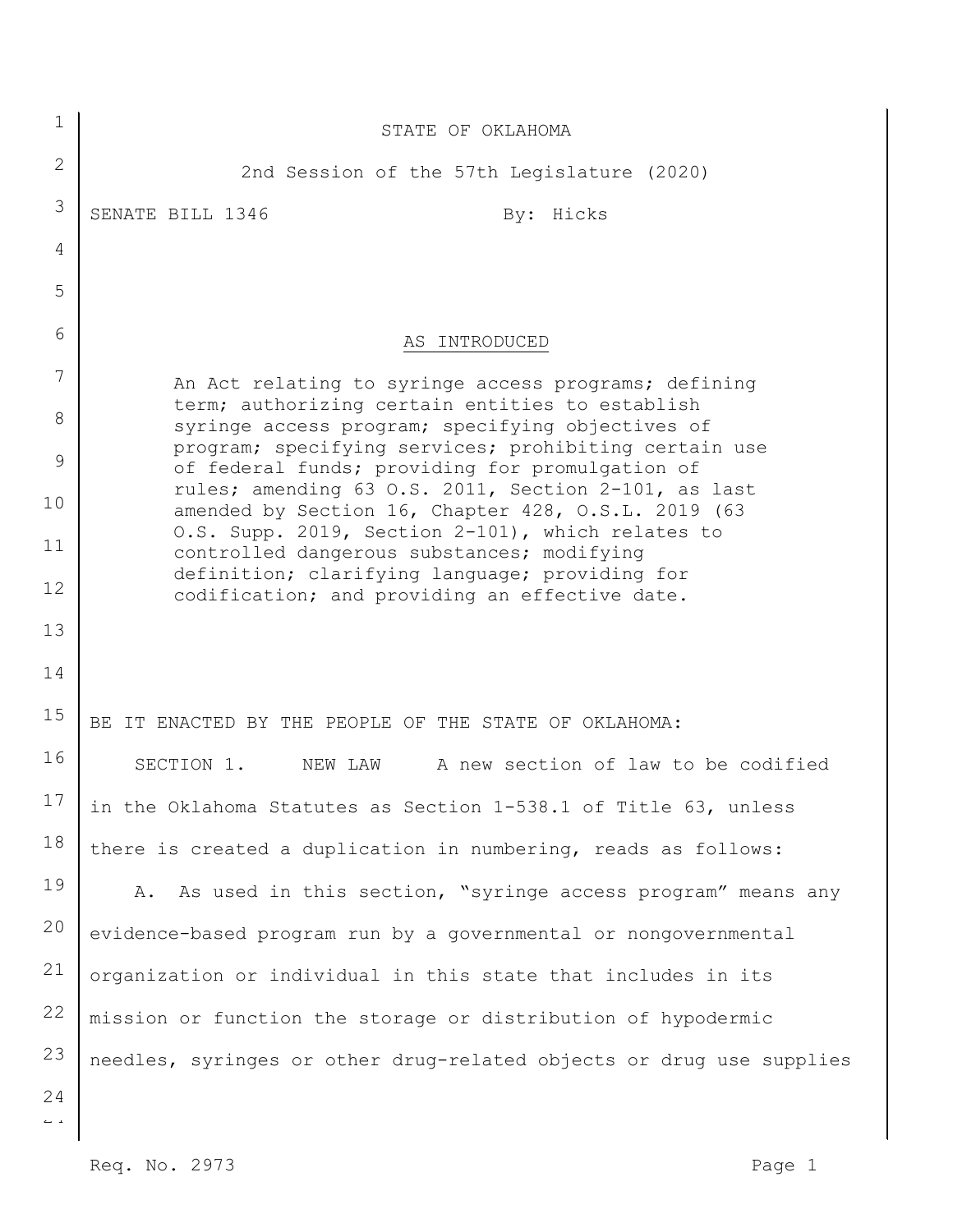STATE OF OKLAHOMA

2nd Session of the 57th Legislature (2020)

SENATE BILL 1346 By: Hicks

AS INTRODUCED

An Act relating to syringe access programs; defining term; authorizing certain entities to establish syringe access program; specifying objectives of program; specifying services; prohibiting certain use of federal funds; providing for promulgation of rules; amending 63 O.S. 2011, Section 2-101, as last amended by Section 16, Chapter 428, O.S.L. 2019 (63 O.S. Supp. 2019, Section 2-101), which relates to controlled dangerous substances; modifying definition; clarifying language; providing for codification; and providing an effective date.

BE IT ENACTED BY THE PEOPLE OF THE STATE OF OKLAHOMA:

SECTION 1. NEW LAW A new section of law to be codified in the Oklahoma Statutes as Section 1-538.1 of Title 63, unless there is created a duplication in numbering, reads as follows:

A. As used in this section, "syringe access program" means any evidence-based program run by a governmental or nongovernmental organization or individual in this state that includes in its mission or function the storage or distribution of hypodermic needles, syringes or other drug-related objects or drug use supplies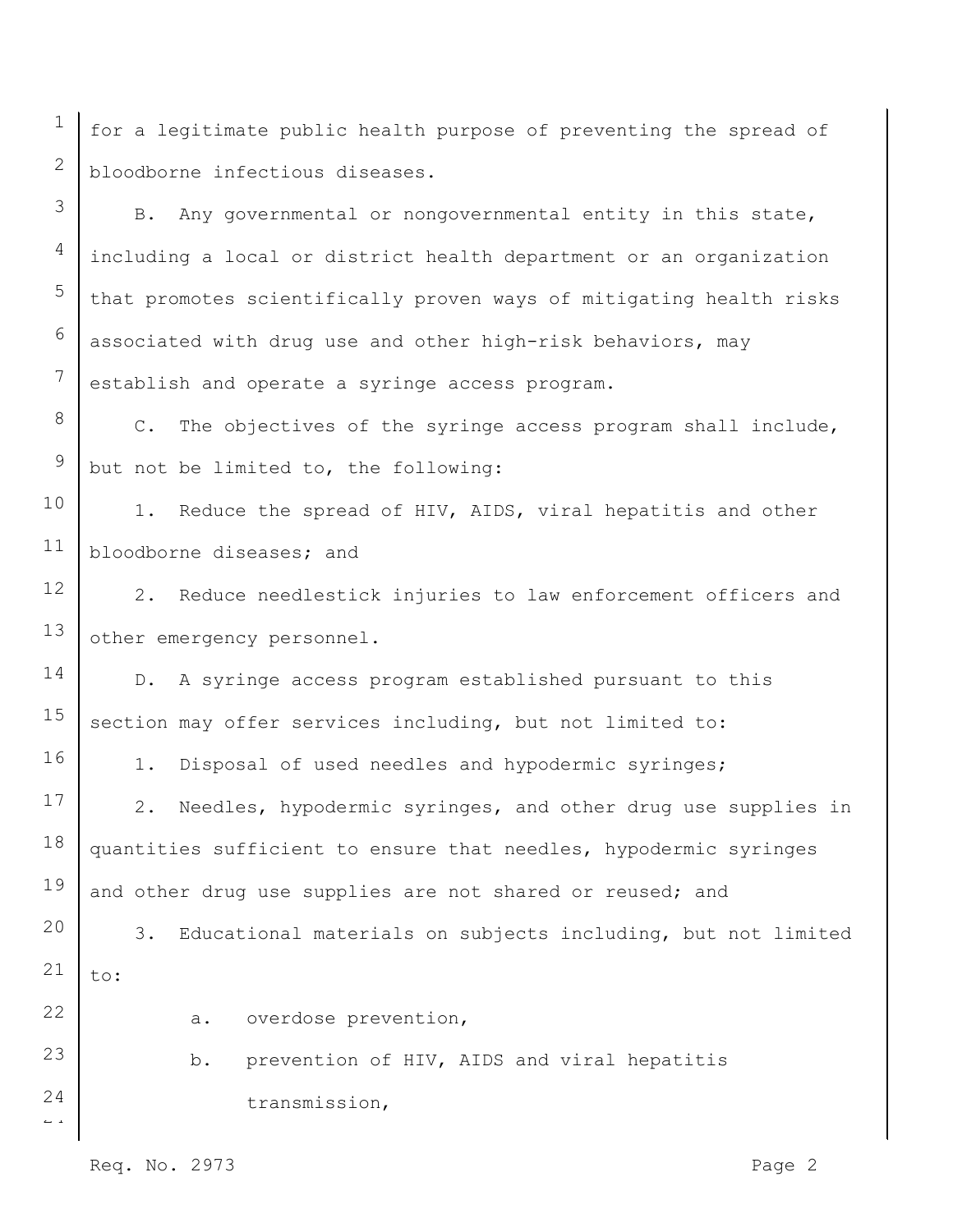for a legitimate public health purpose of preventing the spread of bloodborne infectious diseases.

B. Any governmental or nongovernmental entity in this state, including a local or district health department or an organization that promotes scientifically proven ways of mitigating health risks associated with drug use and other high-risk behaviors, may establish and operate a syringe access program.

C. The objectives of the syringe access program shall include, but not be limited to, the following:

1. Reduce the spread of HIV, AIDS, viral hepatitis and other bloodborne diseases; and

2. Reduce needlestick injuries to law enforcement officers and other emergency personnel.

D. A syringe access program established pursuant to this section may offer services including, but not limited to:

1. Disposal of used needles and hypodermic syringes;

2. Needles, hypodermic syringes, and other drug use supplies in quantities sufficient to ensure that needles, hypodermic syringes and other drug use supplies are not shared or reused; and

3. Educational materials on subjects including, but not limited to:

   a. overdose prevention,

   b. prevention of HIV, AIDS and viral hepatitis transmission,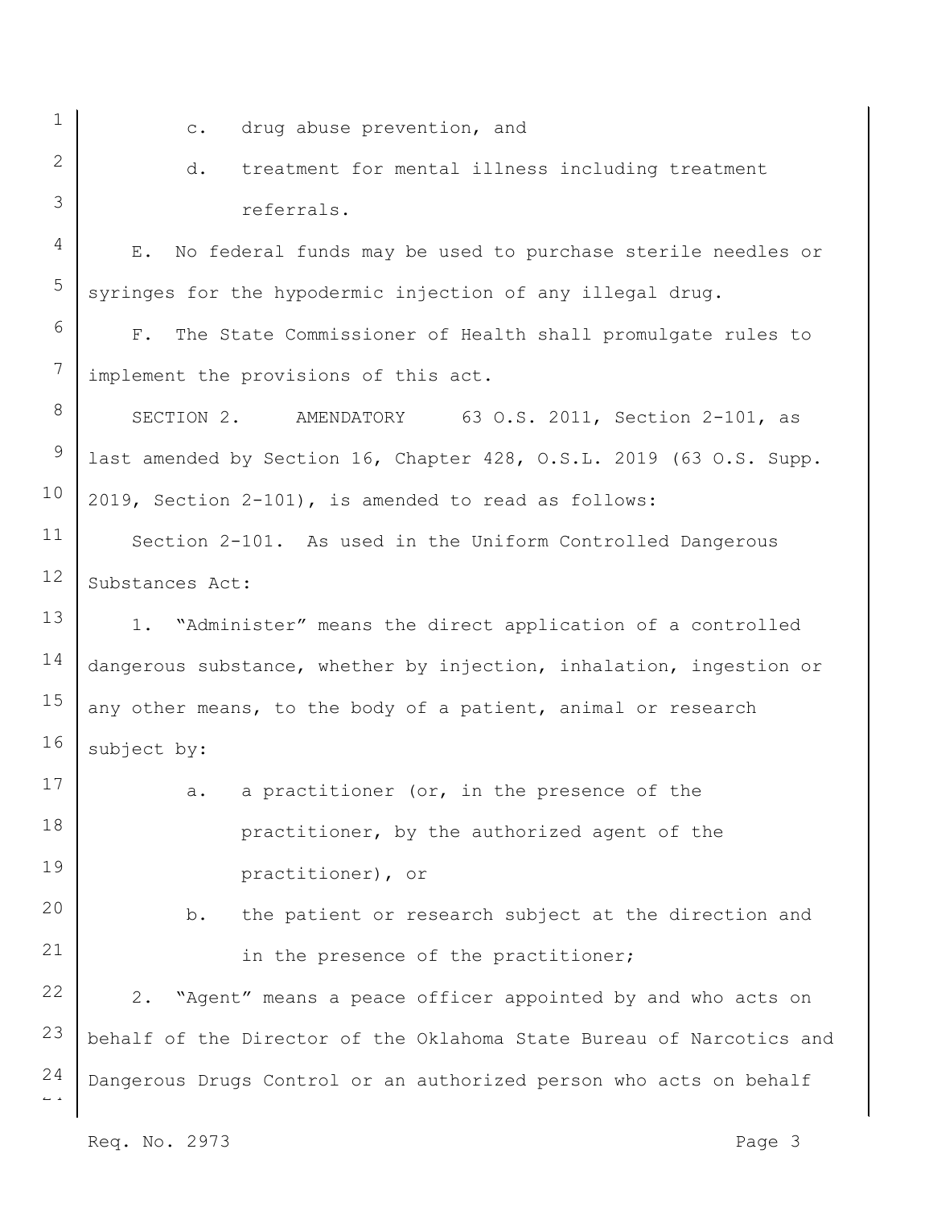c. drug abuse prevention, and

d. treatment for mental illness including treatment referrals.

E. No federal funds may be used to purchase sterile needles or syringes for the hypodermic injection of any illegal drug.

F. The State Commissioner of Health shall promulgate rules to implement the provisions of this act.

SECTION 2. AMENDATORY 63 O.S. 2011, Section 2-101, as last amended by Section 16, Chapter 428, O.S.L. 2019 (63 O.S. Supp. 2019, Section 2-101), is amended to read as follows:

Section 2-101. As used in the Uniform Controlled Dangerous Substances Act:

1. "Administer" means the direct application of a controlled dangerous substance, whether by injection, inhalation, ingestion or any other means, to the body of a patient, animal or research subject by:

a. a practitioner (or, in the presence of the practitioner, by the authorized agent of the practitioner), or

b. the patient or research subject at the direction and in the presence of the practitioner;

2. "Agent" means a peace officer appointed by and who acts on behalf of the Director of the Oklahoma State Bureau of Narcotics and Dangerous Drugs Control or an authorized person who acts on behalf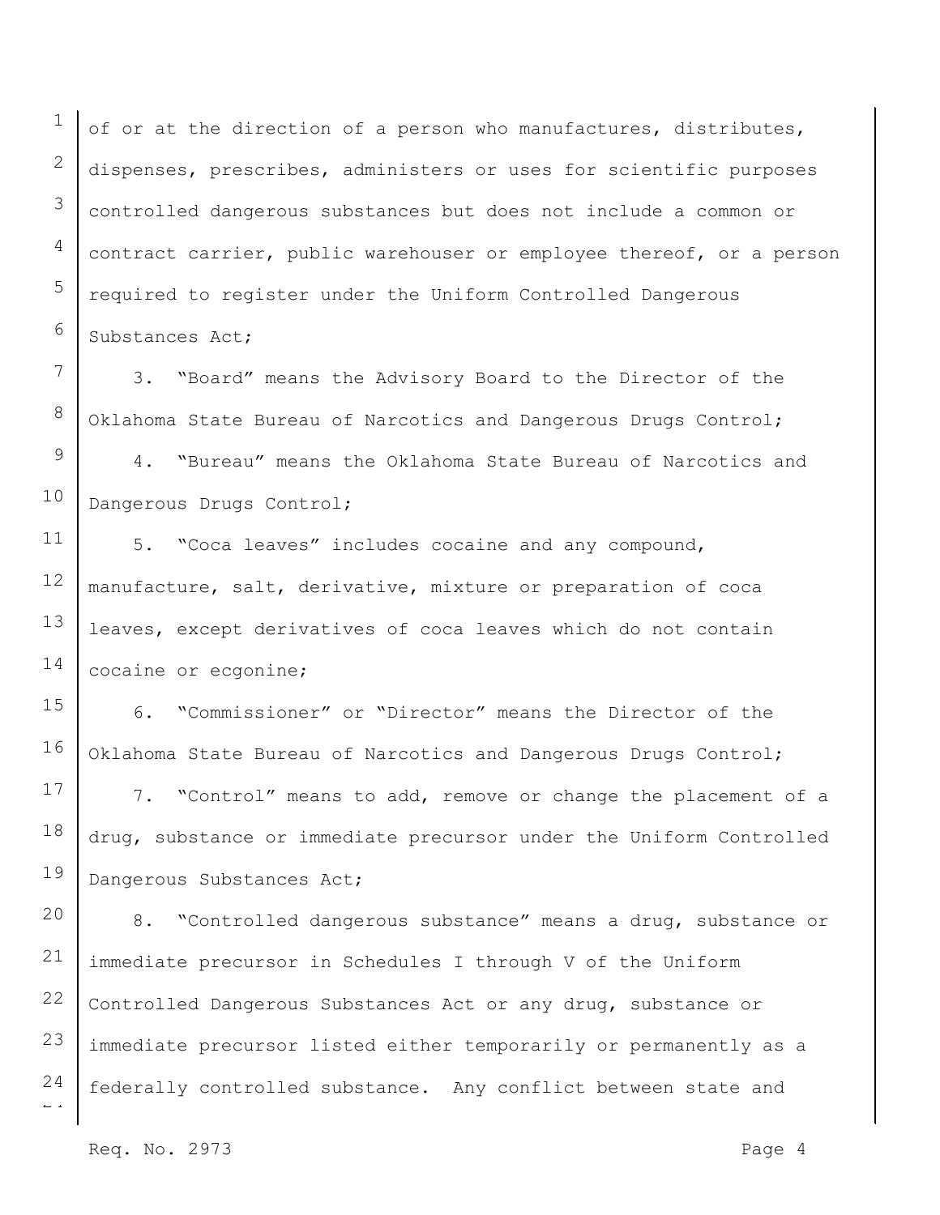of or at the direction of a person who manufactures, distributes, dispenses, prescribes, administers or uses for scientific purposes controlled dangerous substances but does not include a common or contract carrier, public warehouser or employee thereof, or a person required to register under the Uniform Controlled Dangerous Substances Act;

3. "Board" means the Advisory Board to the Director of the Oklahoma State Bureau of Narcotics and Dangerous Drugs Control;

4. "Bureau" means the Oklahoma State Bureau of Narcotics and Dangerous Drugs Control;

5. "Coca leaves" includes cocaine and any compound, manufacture, salt, derivative, mixture or preparation of coca leaves, except derivatives of coca leaves which do not contain cocaine or ecgonine;

6. "Commissioner" or "Director" means the Director of the Oklahoma State Bureau of Narcotics and Dangerous Drugs Control;

7. "Control" means to add, remove or change the placement of a drug, substance or immediate precursor under the Uniform Controlled Dangerous Substances Act;

8. "Controlled dangerous substance" means a drug, substance or immediate precursor in Schedules I through V of the Uniform Controlled Dangerous Substances Act or any drug, substance or immediate precursor listed either temporarily or permanently as a federally controlled substance. Any conflict between state and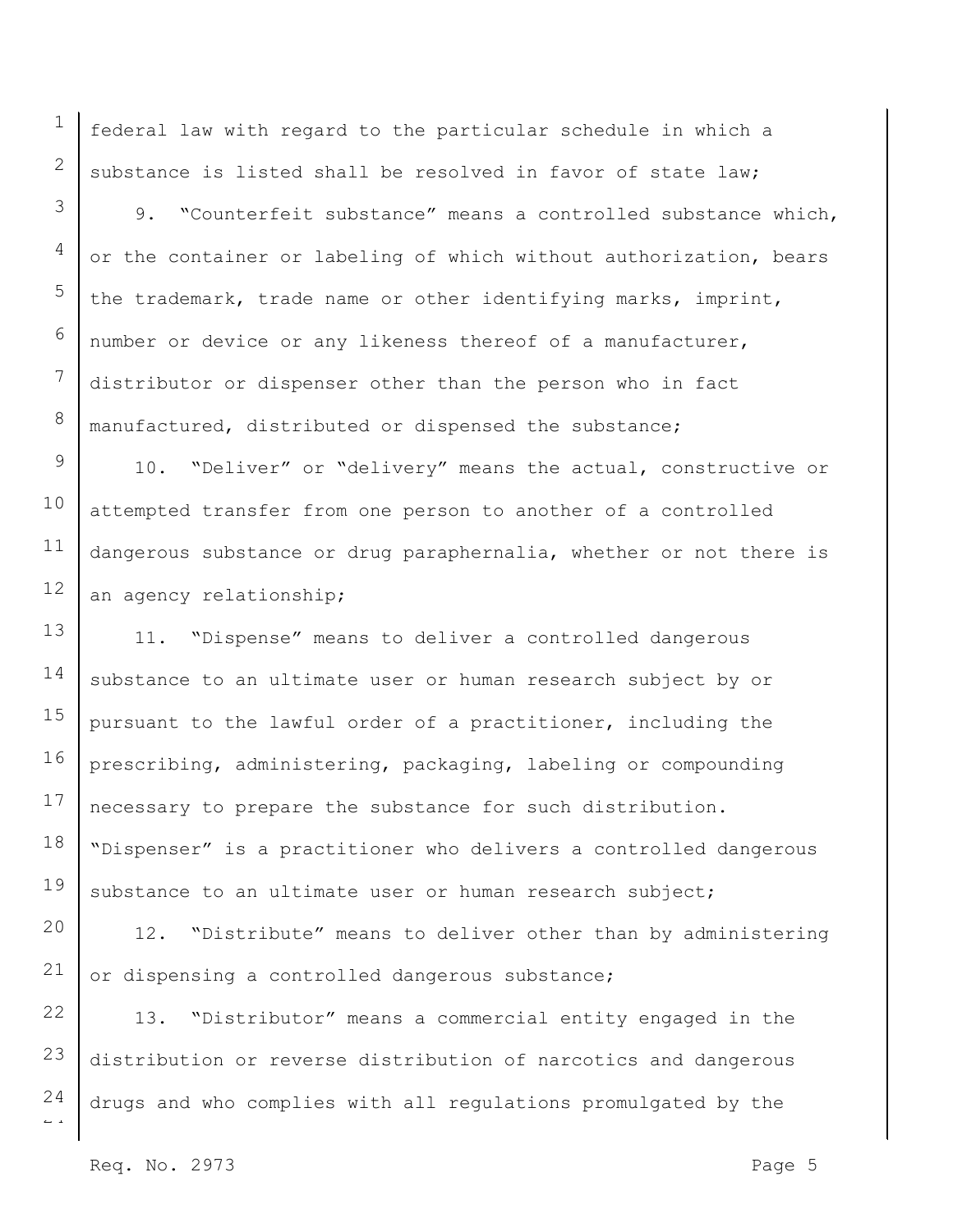federal law with regard to the particular schedule in which a substance is listed shall be resolved in favor of state law;

9. "Counterfeit substance" means a controlled substance which, or the container or labeling of which without authorization, bears the trademark, trade name or other identifying marks, imprint, number or device or any likeness thereof of a manufacturer, distributor or dispenser other than the person who in fact manufactured, distributed or dispensed the substance;

10. "Deliver" or "delivery" means the actual, constructive or attempted transfer from one person to another of a controlled dangerous substance or drug paraphernalia, whether or not there is an agency relationship;

11. "Dispense" means to deliver a controlled dangerous substance to an ultimate user or human research subject by or pursuant to the lawful order of a practitioner, including the prescribing, administering, packaging, labeling or compounding necessary to prepare the substance for such distribution. "Dispenser" is a practitioner who delivers a controlled dangerous substance to an ultimate user or human research subject;

12. "Distribute" means to deliver other than by administering or dispensing a controlled dangerous substance;

13. "Distributor" means a commercial entity engaged in the distribution or reverse distribution of narcotics and dangerous drugs and who complies with all regulations promulgated by the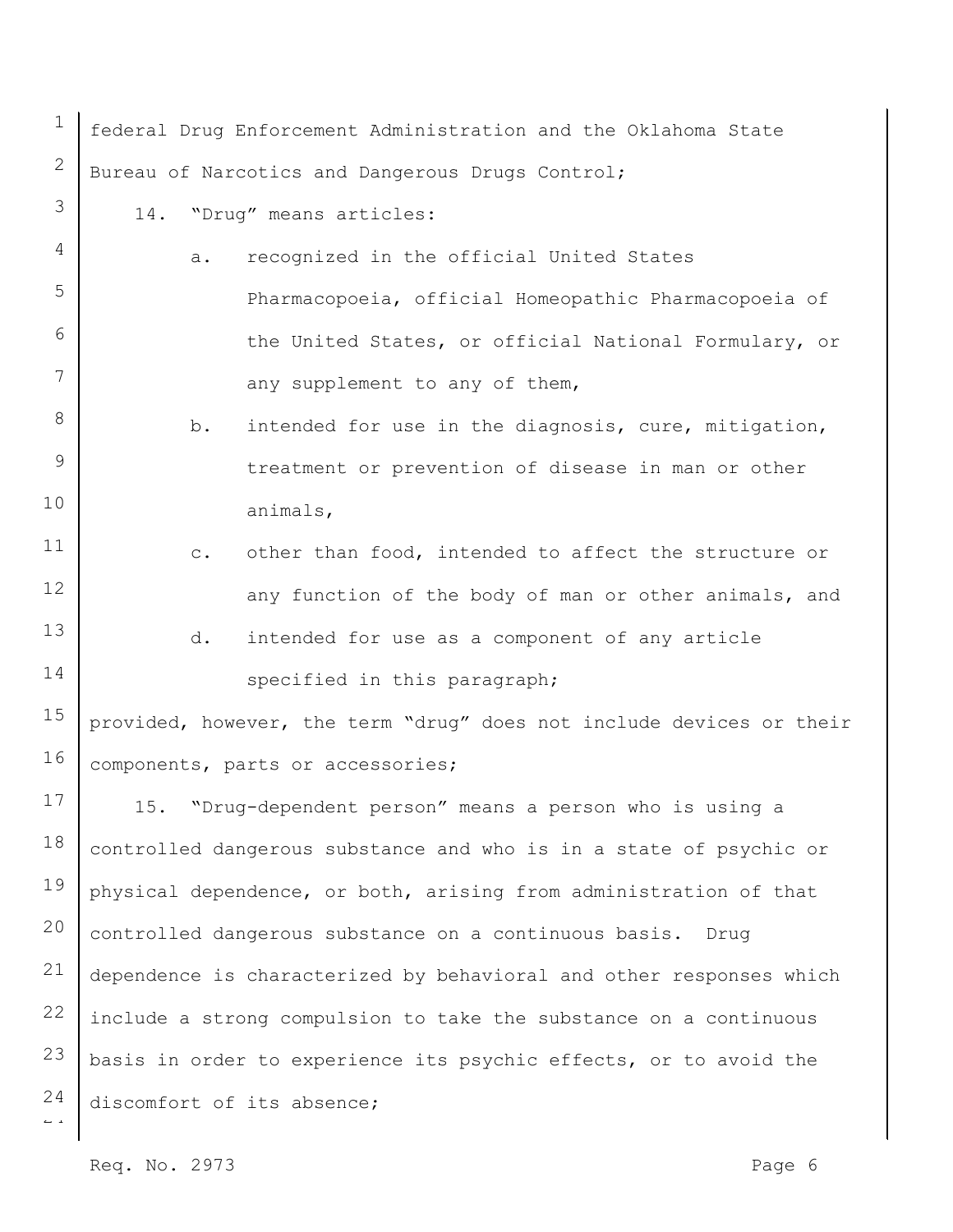federal Drug Enforcement Administration and the Oklahoma State Bureau of Narcotics and Dangerous Drugs Control;

14. "Drug" means articles:

a. recognized in the official United States Pharmacopoeia, official Homeopathic Pharmacopoeia of the United States, or official National Formulary, or any supplement to any of them,

b. intended for use in the diagnosis, cure, mitigation, treatment or prevention of disease in man or other animals,

c. other than food, intended to affect the structure or any function of the body of man or other animals, and

d. intended for use as a component of any article specified in this paragraph;

provided, however, the term "drug" does not include devices or their components, parts or accessories;

15. "Drug-dependent person" means a person who is using a controlled dangerous substance and who is in a state of psychic or physical dependence, or both, arising from administration of that controlled dangerous substance on a continuous basis. Drug dependence is characterized by behavioral and other responses which include a strong compulsion to take the substance on a continuous basis in order to experience its psychic effects, or to avoid the discomfort of its absence;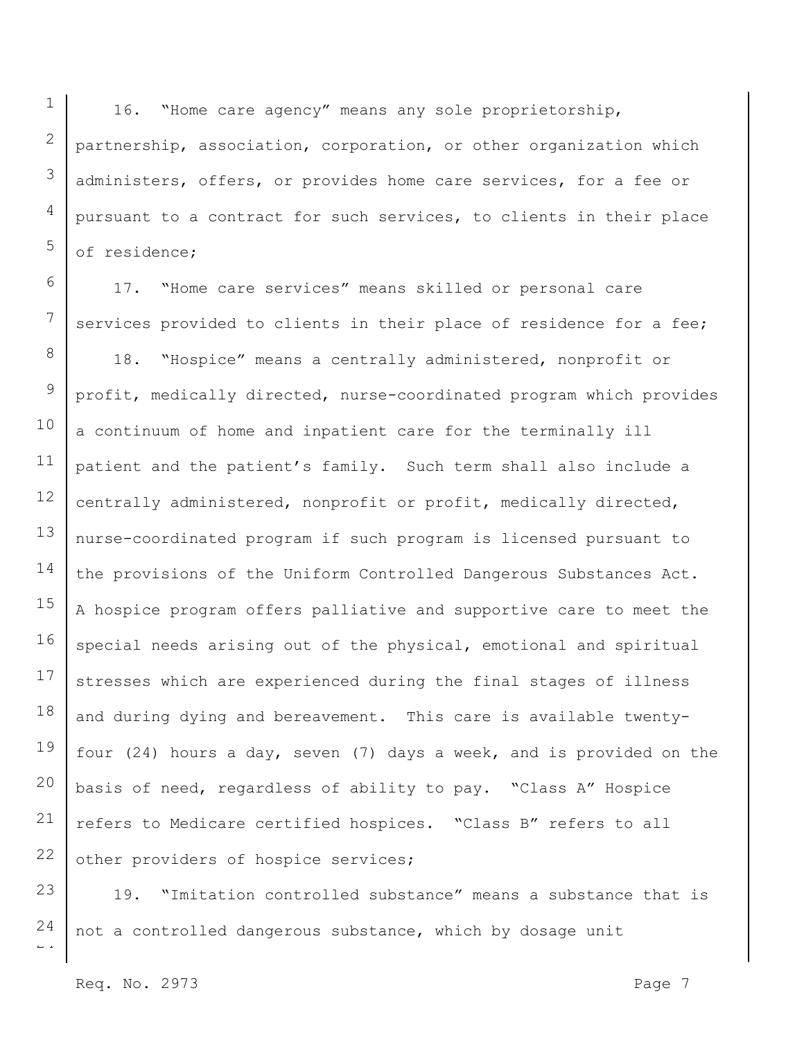16. "Home care agency" means any sole proprietorship, partnership, association, corporation, or other organization which administers, offers, or provides home care services, for a fee or pursuant to a contract for such services, to clients in their place of residence;

17. "Home care services" means skilled or personal care services provided to clients in their place of residence for a fee;

18. "Hospice" means a centrally administered, nonprofit or profit, medically directed, nurse-coordinated program which provides a continuum of home and inpatient care for the terminally ill patient and the patient's family. Such term shall also include a centrally administered, nonprofit or profit, medically directed, nurse-coordinated program if such program is licensed pursuant to the provisions of the Uniform Controlled Dangerous Substances Act. A hospice program offers palliative and supportive care to meet the special needs arising out of the physical, emotional and spiritual stresses which are experienced during the final stages of illness and during dying and bereavement. This care is available twenty-four (24) hours a day, seven (7) days a week, and is provided on the basis of need, regardless of ability to pay. "Class A" Hospice refers to Medicare certified hospices. "Class B" refers to all other providers of hospice services;

19. "Imitation controlled substance" means a substance that is not a controlled dangerous substance, which by dosage unit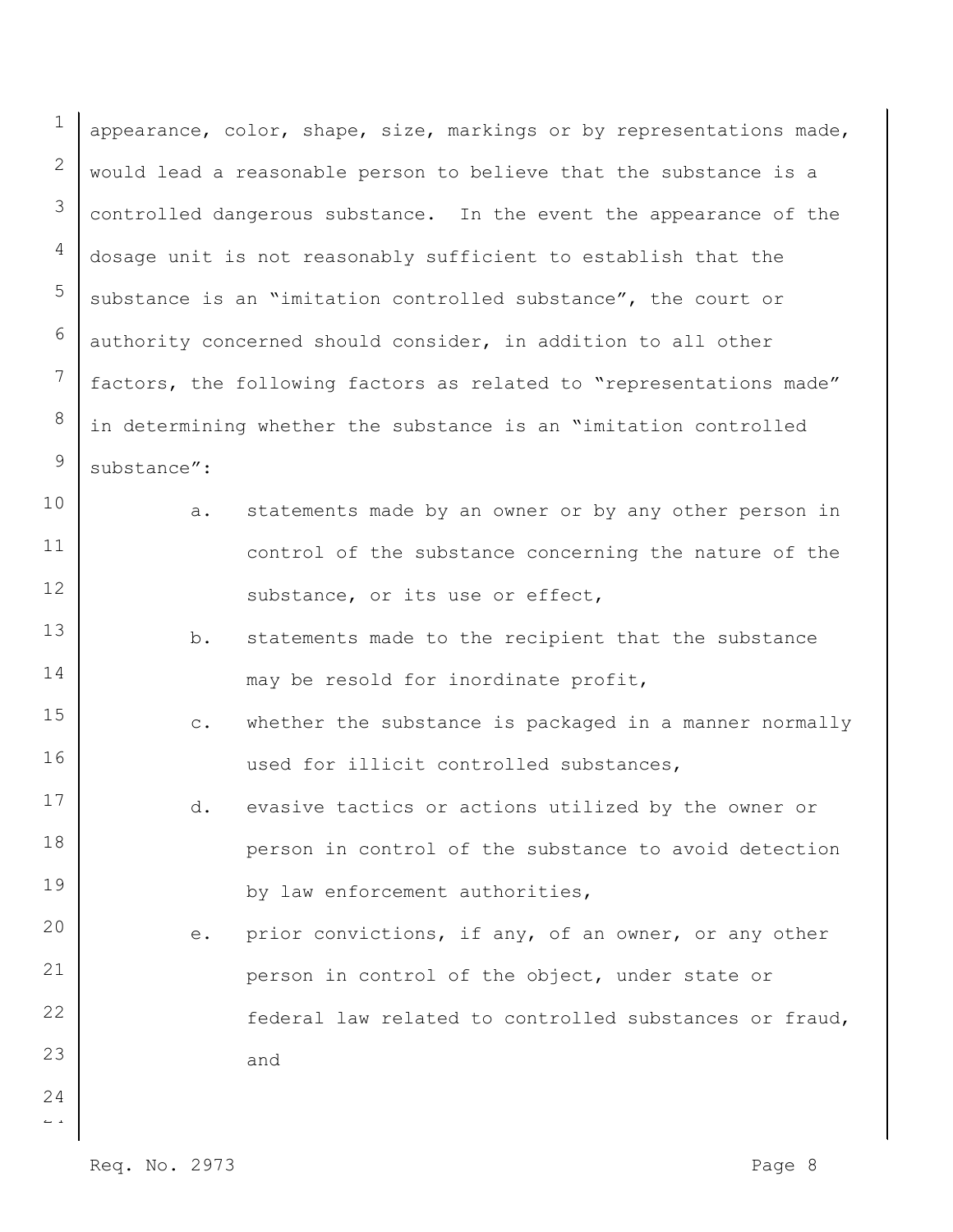appearance, color, shape, size, markings or by representations made, would lead a reasonable person to believe that the substance is a controlled dangerous substance. In the event the appearance of the dosage unit is not reasonably sufficient to establish that the substance is an "imitation controlled substance", the court or authority concerned should consider, in addition to all other factors, the following factors as related to "representations made" in determining whether the substance is an "imitation controlled substance":

a. statements made by an owner or by any other person in control of the substance concerning the nature of the substance, or its use or effect,

b. statements made to the recipient that the substance may be resold for inordinate profit,

c. whether the substance is packaged in a manner normally used for illicit controlled substances,

d. evasive tactics or actions utilized by the owner or person in control of the substance to avoid detection by law enforcement authorities,

e. prior convictions, if any, of an owner, or any other person in control of the object, under state or federal law related to controlled substances or fraud, and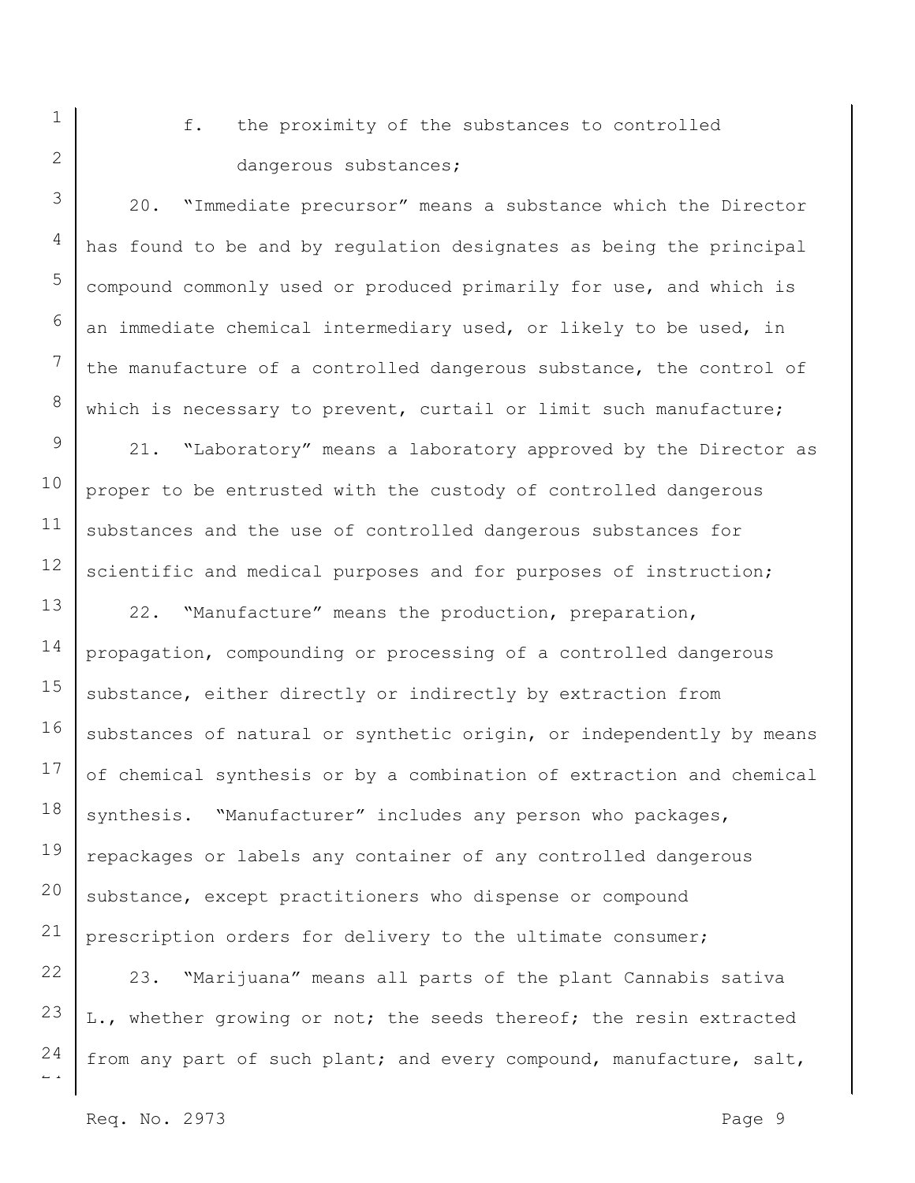f. the proximity of the substances to controlled dangerous substances;

20. "Immediate precursor" means a substance which the Director has found to be and by regulation designates as being the principal compound commonly used or produced primarily for use, and which is an immediate chemical intermediary used, or likely to be used, in the manufacture of a controlled dangerous substance, the control of which is necessary to prevent, curtail or limit such manufacture;

21. "Laboratory" means a laboratory approved by the Director as proper to be entrusted with the custody of controlled dangerous substances and the use of controlled dangerous substances for scientific and medical purposes and for purposes of instruction;

22. "Manufacture" means the production, preparation, propagation, compounding or processing of a controlled dangerous substance, either directly or indirectly by extraction from substances of natural or synthetic origin, or independently by means of chemical synthesis or by a combination of extraction and chemical synthesis. "Manufacturer" includes any person who packages, repackages or labels any container of any controlled dangerous substance, except practitioners who dispense or compound prescription orders for delivery to the ultimate consumer;

23. "Marijuana" means all parts of the plant Cannabis sativa L., whether growing or not; the seeds thereof; the resin extracted from any part of such plant; and every compound, manufacture, salt,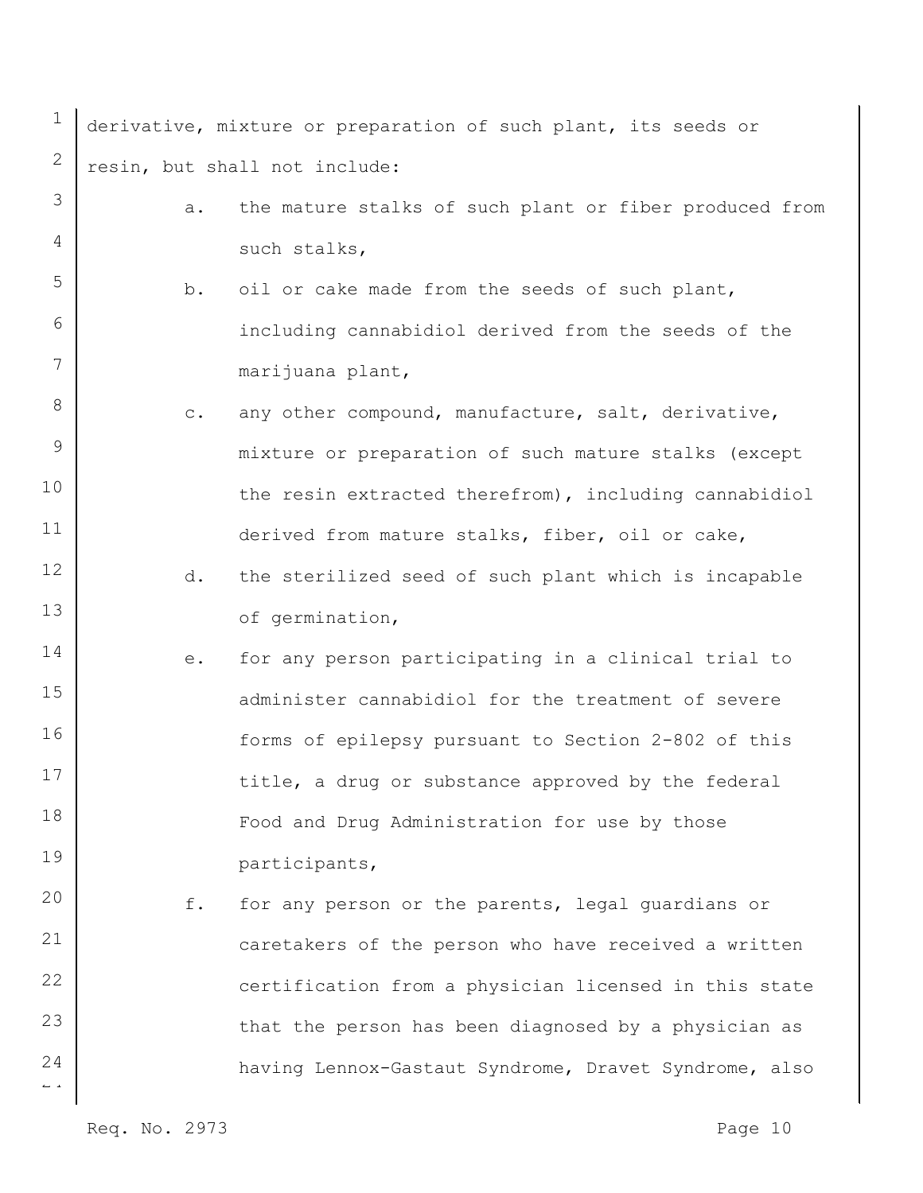derivative, mixture or preparation of such plant, its seeds or resin, but shall not include:

a. the mature stalks of such plant or fiber produced from such stalks,

b. oil or cake made from the seeds of such plant, including cannabidiol derived from the seeds of the marijuana plant,

c. any other compound, manufacture, salt, derivative, mixture or preparation of such mature stalks (except the resin extracted therefrom), including cannabidiol derived from mature stalks, fiber, oil or cake,

d. the sterilized seed of such plant which is incapable of germination,

e. for any person participating in a clinical trial to administer cannabidiol for the treatment of severe forms of epilepsy pursuant to Section 2-802 of this title, a drug or substance approved by the federal Food and Drug Administration for use by those participants,

f. for any person or the parents, legal guardians or caretakers of the person who have received a written certification from a physician licensed in this state that the person has been diagnosed by a physician as having Lennox-Gastaut Syndrome, Dravet Syndrome, also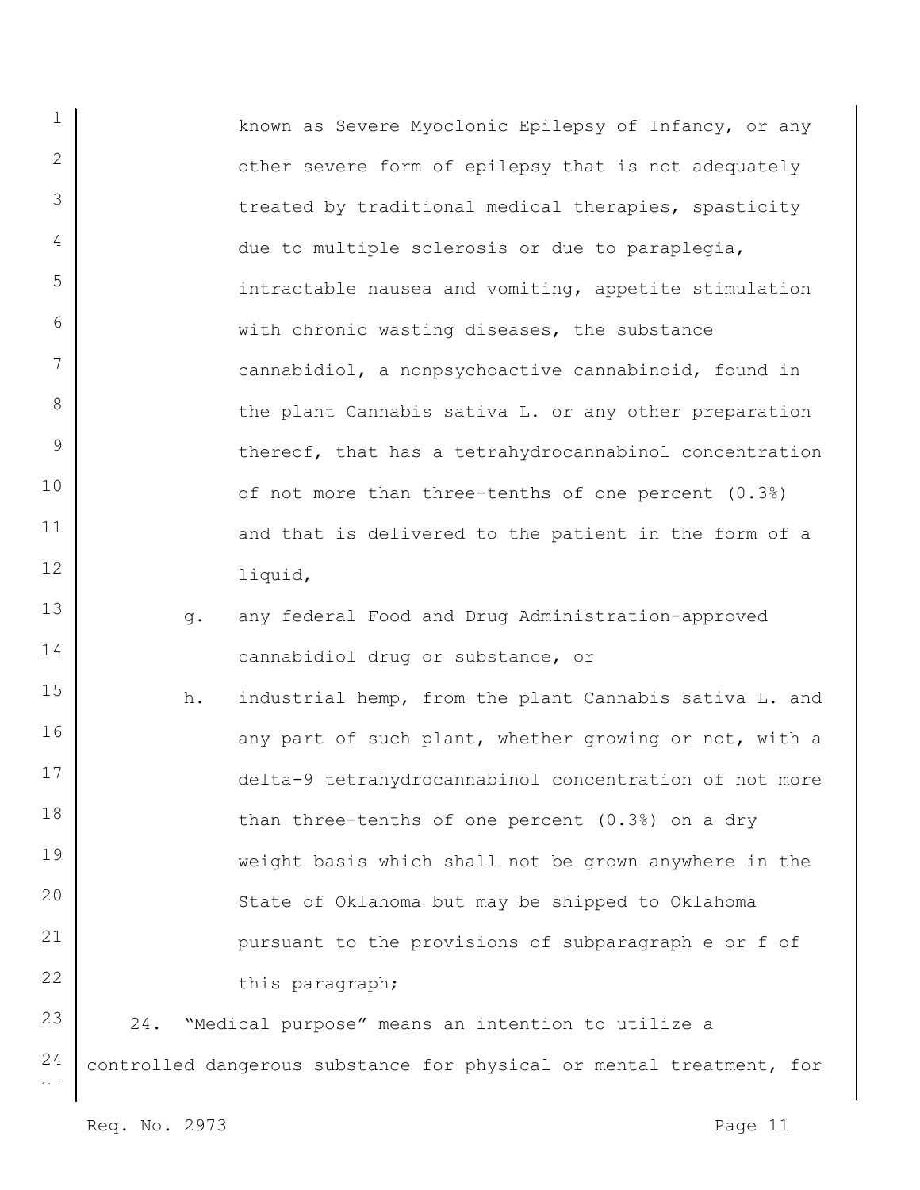known as Severe Myoclonic Epilepsy of Infancy, or any other severe form of epilepsy that is not adequately treated by traditional medical therapies, spasticity due to multiple sclerosis or due to paraplegia, intractable nausea and vomiting, appetite stimulation with chronic wasting diseases, the substance cannabidiol, a nonpsychoactive cannabinoid, found in the plant Cannabis sativa L. or any other preparation thereof, that has a tetrahydrocannabinol concentration of not more than three-tenths of one percent (0.3%) and that is delivered to the patient in the form of a liquid,

g. any federal Food and Drug Administration-approved cannabidiol drug or substance, or

h. industrial hemp, from the plant Cannabis sativa L. and any part of such plant, whether growing or not, with a delta-9 tetrahydrocannabinol concentration of not more than three-tenths of one percent (0.3%) on a dry weight basis which shall not be grown anywhere in the State of Oklahoma but may be shipped to Oklahoma pursuant to the provisions of subparagraph e or f of this paragraph;

24. "Medical purpose" means an intention to utilize a controlled dangerous substance for physical or mental treatment, for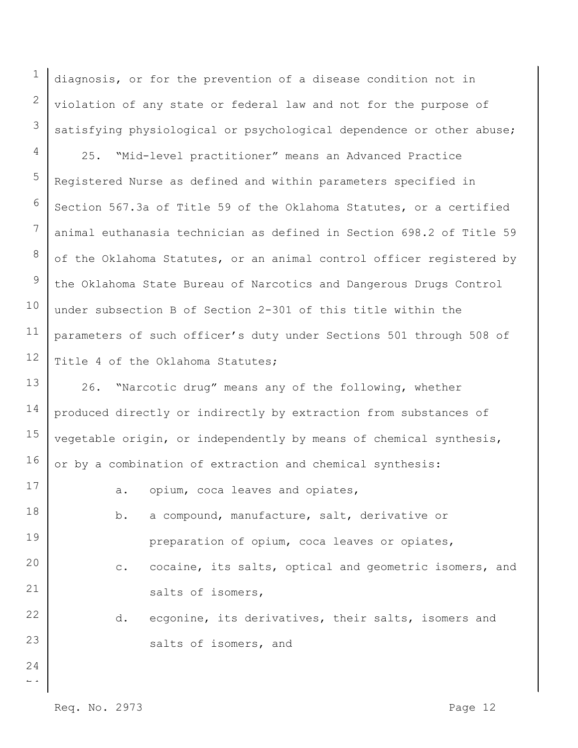diagnosis, or for the prevention of a disease condition not in violation of any state or federal law and not for the purpose of satisfying physiological or psychological dependence or other abuse;

25. "Mid-level practitioner" means an Advanced Practice Registered Nurse as defined and within parameters specified in Section 567.3a of Title 59 of the Oklahoma Statutes, or a certified animal euthanasia technician as defined in Section 698.2 of Title 59 of the Oklahoma Statutes, or an animal control officer registered by the Oklahoma State Bureau of Narcotics and Dangerous Drugs Control under subsection B of Section 2-301 of this title within the parameters of such officer's duty under Sections 501 through 508 of Title 4 of the Oklahoma Statutes;

26. "Narcotic drug" means any of the following, whether produced directly or indirectly by extraction from substances of vegetable origin, or independently by means of chemical synthesis, or by a combination of extraction and chemical synthesis:

a. opium, coca leaves and opiates,

b. a compound, manufacture, salt, derivative or preparation of opium, coca leaves or opiates,

c. cocaine, its salts, optical and geometric isomers, and salts of isomers,

d. ecgonine, its derivatives, their salts, isomers and salts of isomers, and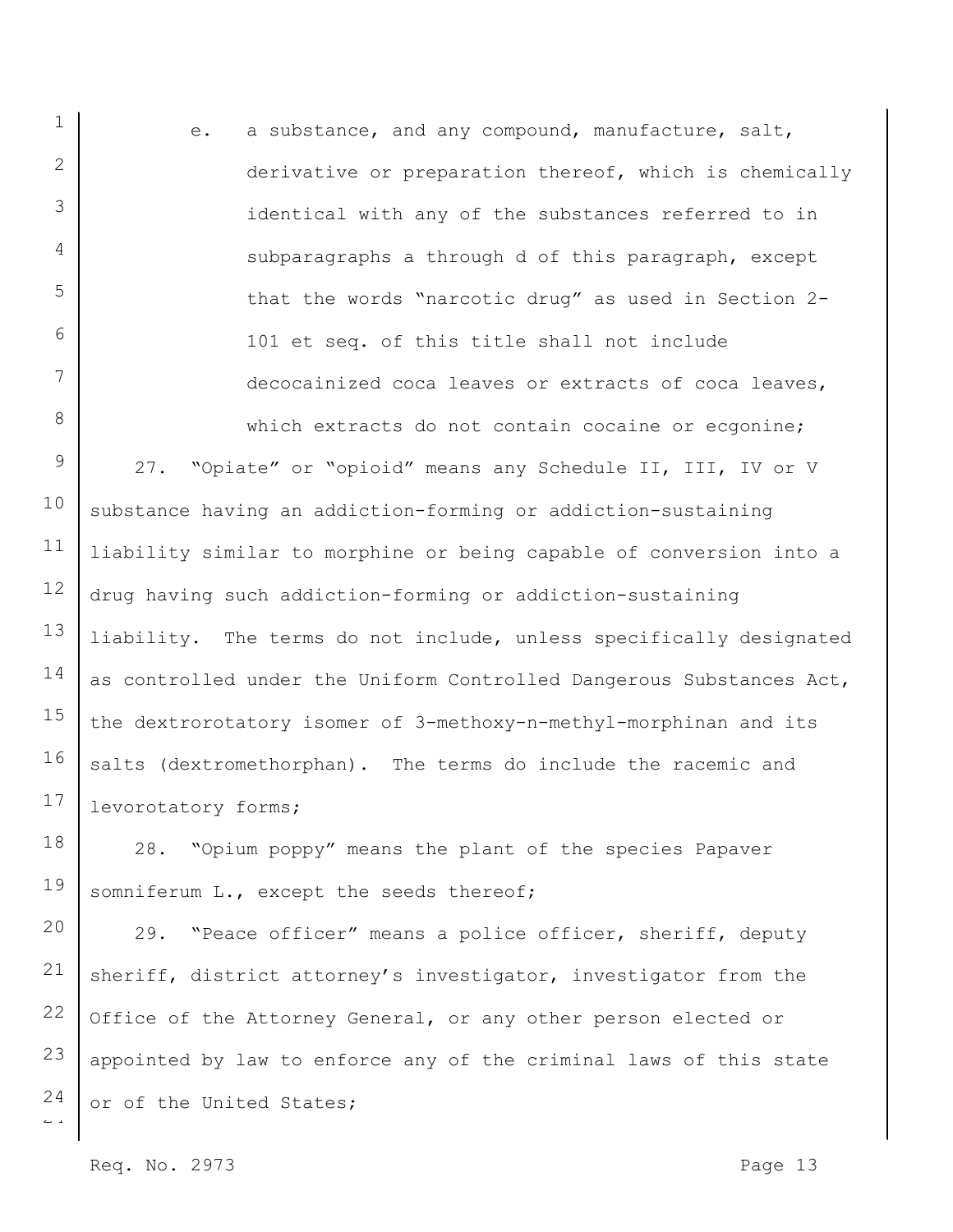e. a substance, and any compound, manufacture, salt, derivative or preparation thereof, which is chemically identical with any of the substances referred to in subparagraphs a through d of this paragraph, except that the words "narcotic drug" as used in Section 2-101 et seq. of this title shall not include decocainized coca leaves or extracts of coca leaves, which extracts do not contain cocaine or ecgonine;

27. "Opiate" or "opioid" means any Schedule II, III, IV or V substance having an addiction-forming or addiction-sustaining liability similar to morphine or being capable of conversion into a drug having such addiction-forming or addiction-sustaining liability. The terms do not include, unless specifically designated as controlled under the Uniform Controlled Dangerous Substances Act, the dextrorotatory isomer of 3-methoxy-n-methyl-morphinan and its salts (dextromethorphan). The terms do include the racemic and levorotatory forms;

28. "Opium poppy" means the plant of the species Papaver somniferum L., except the seeds thereof;

29. "Peace officer" means a police officer, sheriff, deputy sheriff, district attorney's investigator, investigator from the Office of the Attorney General, or any other person elected or appointed by law to enforce any of the criminal laws of this state or of the United States;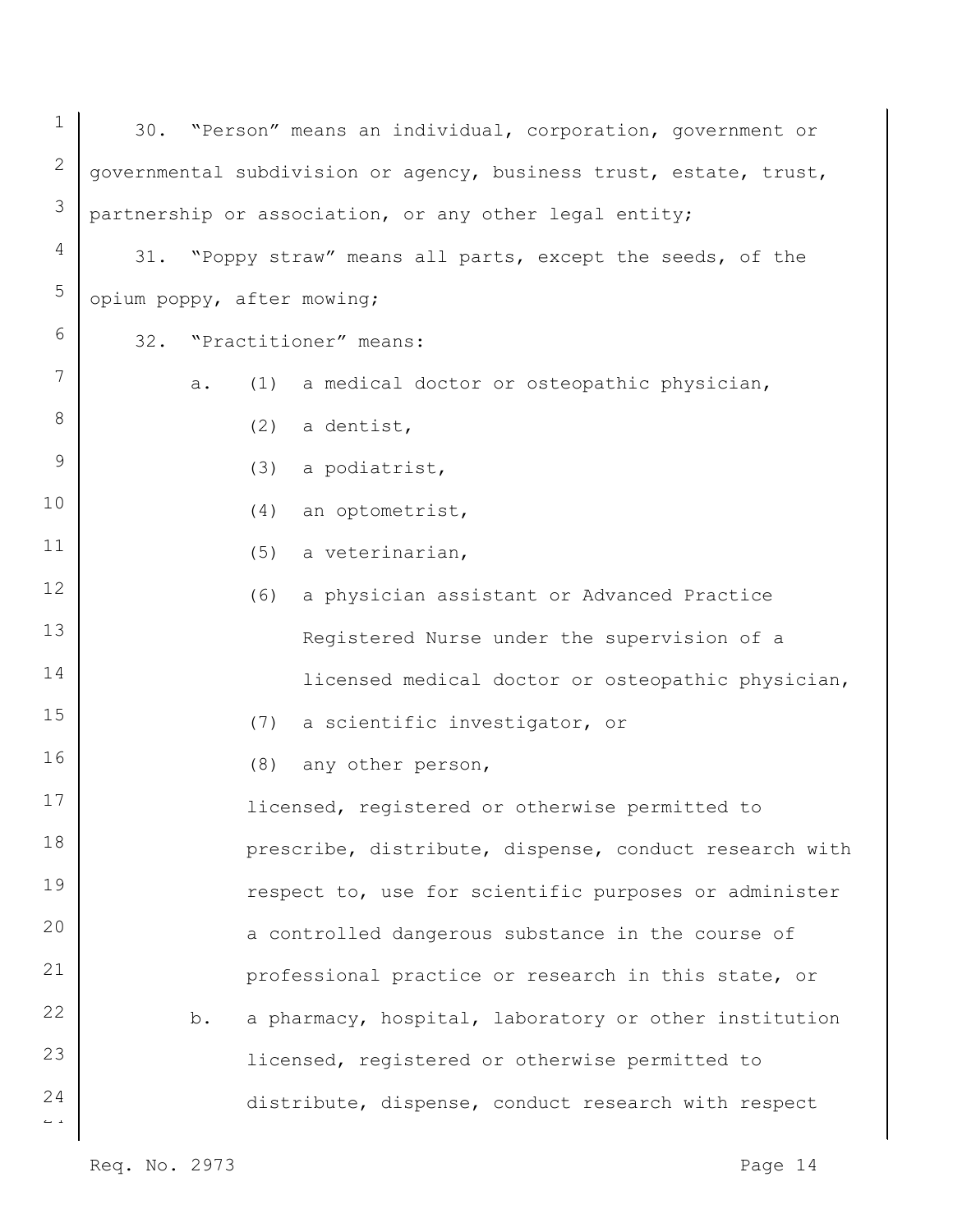30. "Person" means an individual, corporation, government or governmental subdivision or agency, business trust, estate, trust, partnership or association, or any other legal entity;

31. "Poppy straw" means all parts, except the seeds, of the opium poppy, after mowing;

32. "Practitioner" means:

a. (1) a medical doctor or osteopathic physician,

(2) a dentist,

(3) a podiatrist,

(4) an optometrist,

(5) a veterinarian,

(6) a physician assistant or Advanced Practice Registered Nurse under the supervision of a licensed medical doctor or osteopathic physician,

(7) a scientific investigator, or

(8) any other person,

licensed, registered or otherwise permitted to prescribe, distribute, dispense, conduct research with respect to, use for scientific purposes or administer a controlled dangerous substance in the course of professional practice or research in this state, or

b. a pharmacy, hospital, laboratory or other institution licensed, registered or otherwise permitted to distribute, dispense, conduct research with respect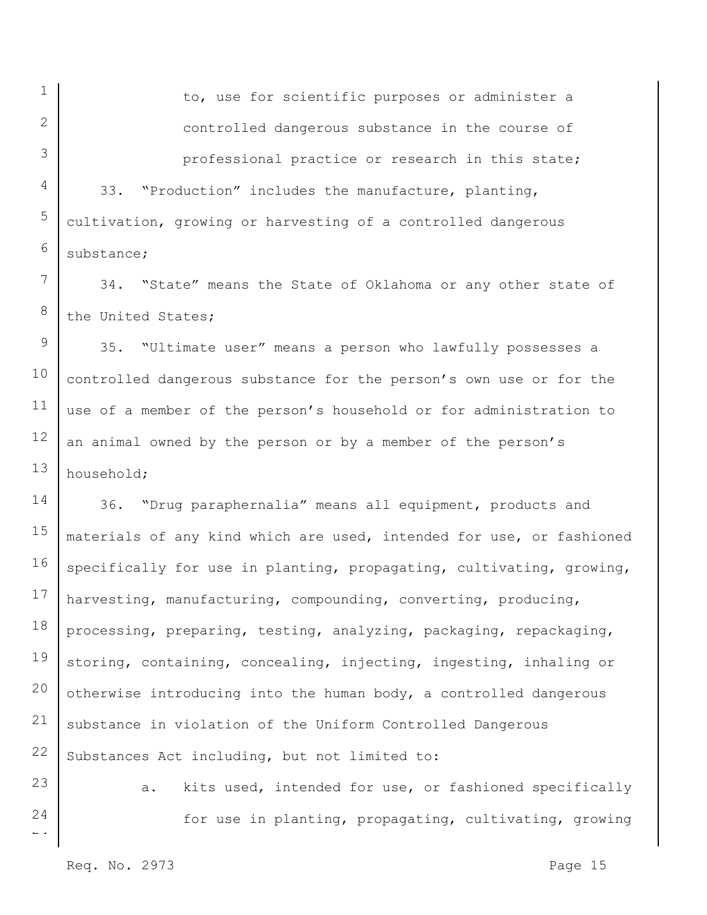to, use for scientific purposes or administer a controlled dangerous substance in the course of professional practice or research in this state;

33. "Production" includes the manufacture, planting, cultivation, growing or harvesting of a controlled dangerous substance;

34. "State" means the State of Oklahoma or any other state of the United States;

35. "Ultimate user" means a person who lawfully possesses a controlled dangerous substance for the person's own use or for the use of a member of the person's household or for administration to an animal owned by the person or by a member of the person's household;

36. "Drug paraphernalia" means all equipment, products and materials of any kind which are used, intended for use, or fashioned specifically for use in planting, propagating, cultivating, growing, harvesting, manufacturing, compounding, converting, producing, processing, preparing, testing, analyzing, packaging, repackaging, storing, containing, concealing, injecting, ingesting, inhaling or otherwise introducing into the human body, a controlled dangerous substance in violation of the Uniform Controlled Dangerous Substances Act including, but not limited to:

a. kits used, intended for use, or fashioned specifically for use in planting, propagating, cultivating, growing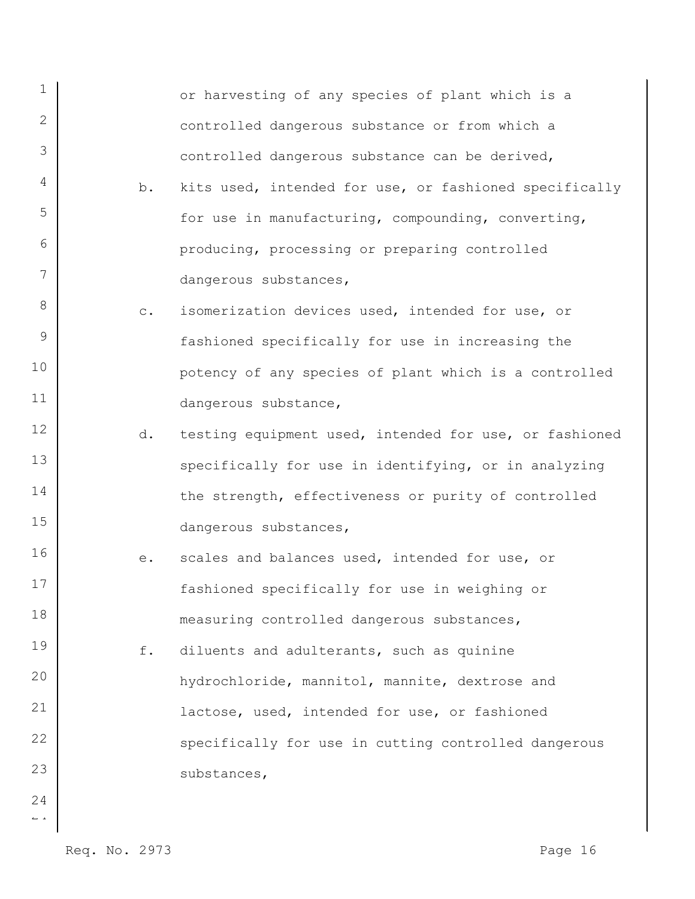or harvesting of any species of plant which is a controlled dangerous substance or from which a controlled dangerous substance can be derived,

b. kits used, intended for use, or fashioned specifically for use in manufacturing, compounding, converting, producing, processing or preparing controlled dangerous substances,

c. isomerization devices used, intended for use, or fashioned specifically for use in increasing the potency of any species of plant which is a controlled dangerous substance,

d. testing equipment used, intended for use, or fashioned specifically for use in identifying, or in analyzing the strength, effectiveness or purity of controlled dangerous substances,

e. scales and balances used, intended for use, or fashioned specifically for use in weighing or measuring controlled dangerous substances,

f. diluents and adulterants, such as quinine hydrochloride, mannitol, mannite, dextrose and lactose, used, intended for use, or fashioned specifically for use in cutting controlled dangerous substances,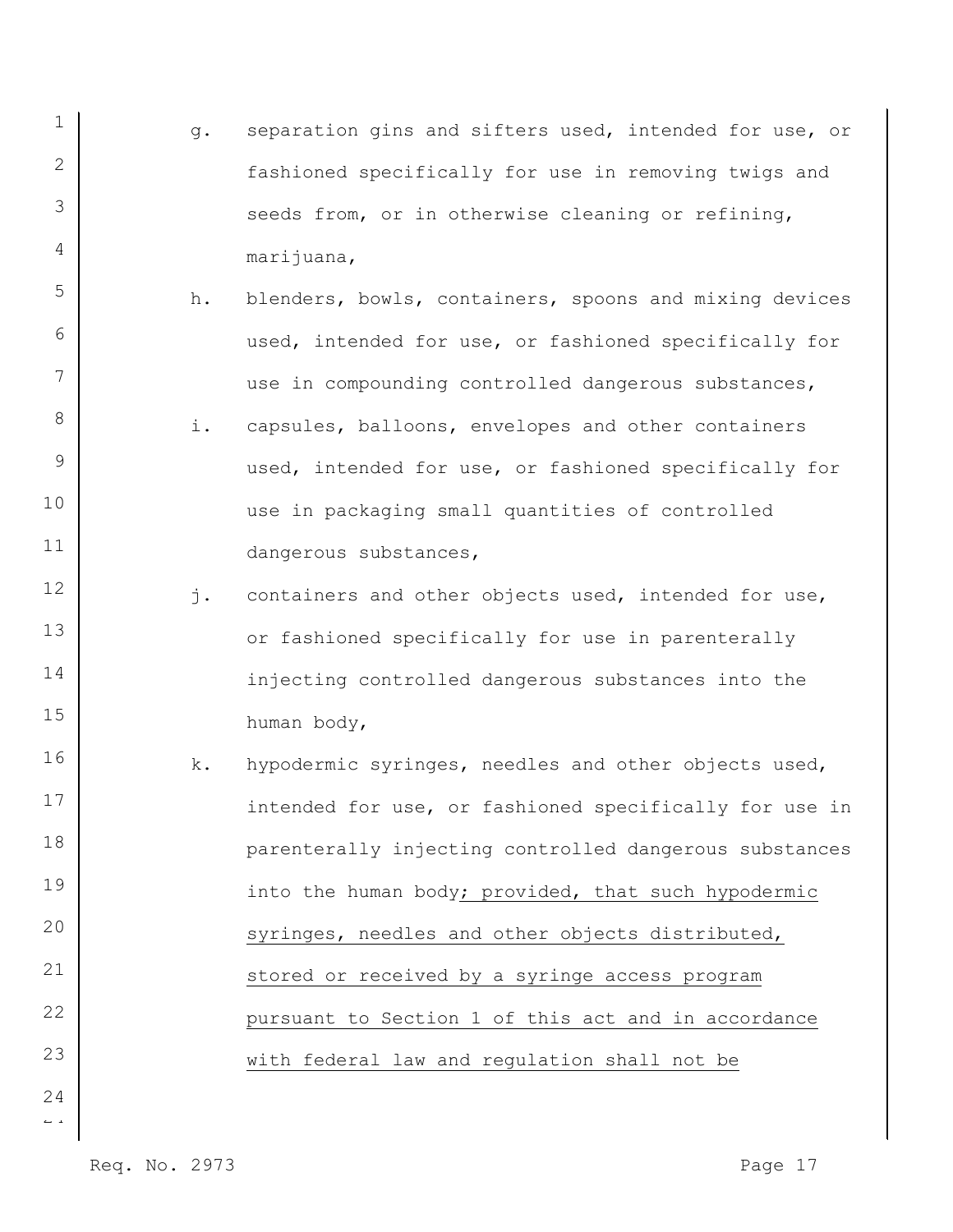g. separation gins and sifters used, intended for use, or fashioned specifically for use in removing twigs and seeds from, or in otherwise cleaning or refining, marijuana,

h. blenders, bowls, containers, spoons and mixing devices used, intended for use, or fashioned specifically for use in compounding controlled dangerous substances,

i. capsules, balloons, envelopes and other containers used, intended for use, or fashioned specifically for use in packaging small quantities of controlled dangerous substances,

j. containers and other objects used, intended for use, or fashioned specifically for use in parenterally injecting controlled dangerous substances into the human body,

k. hypodermic syringes, needles and other objects used, intended for use, or fashioned specifically for use in parenterally injecting controlled dangerous substances into the human body<u>; provided, that such hypodermic syringes, needles and other objects distributed, stored or received by a syringe access program pursuant to Section 1 of this act and in accordance with federal law and regulation shall not be</u>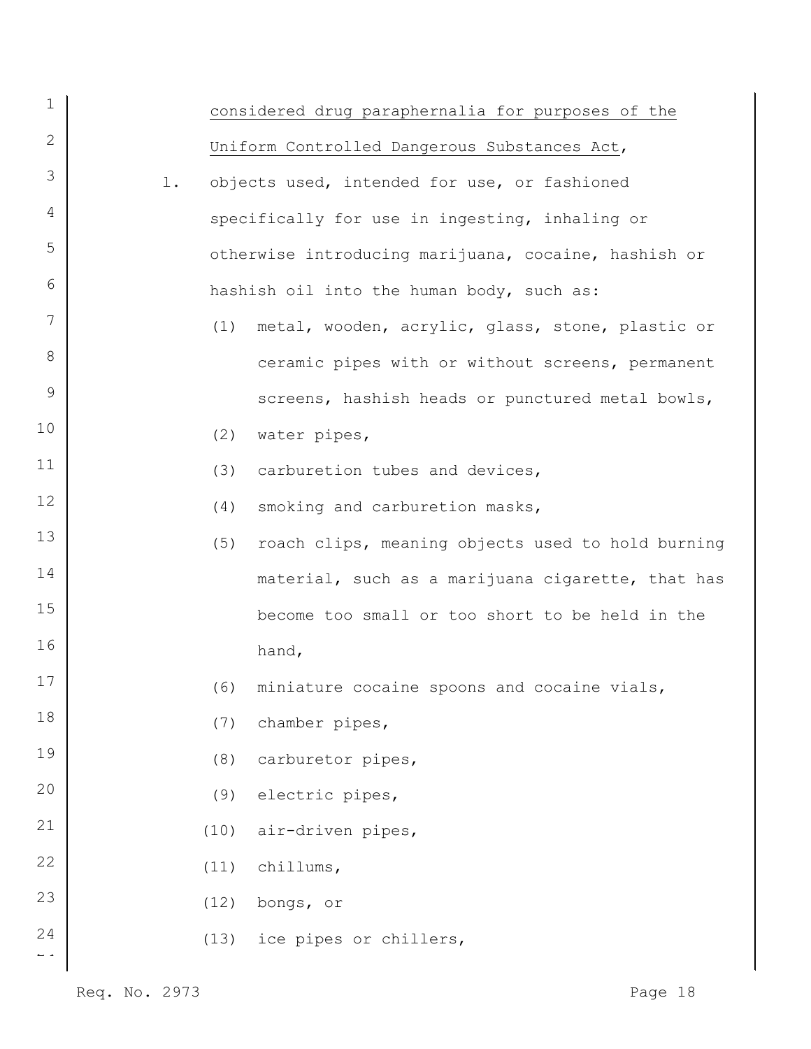considered drug paraphernalia for purposes of the Uniform Controlled Dangerous Substances Act,

l. objects used, intended for use, or fashioned specifically for use in ingesting, inhaling or otherwise introducing marijuana, cocaine, hashish or hashish oil into the human body, such as:

(1) metal, wooden, acrylic, glass, stone, plastic or ceramic pipes with or without screens, permanent screens, hashish heads or punctured metal bowls,

(2) water pipes,

(3) carburetion tubes and devices,

(4) smoking and carburetion masks,

(5) roach clips, meaning objects used to hold burning material, such as a marijuana cigarette, that has become too small or too short to be held in the hand,

(6) miniature cocaine spoons and cocaine vials,

(7) chamber pipes,

(8) carburetor pipes,

(9) electric pipes,

(10) air-driven pipes,

(11) chillums,

(12) bongs, or

(13) ice pipes or chillers,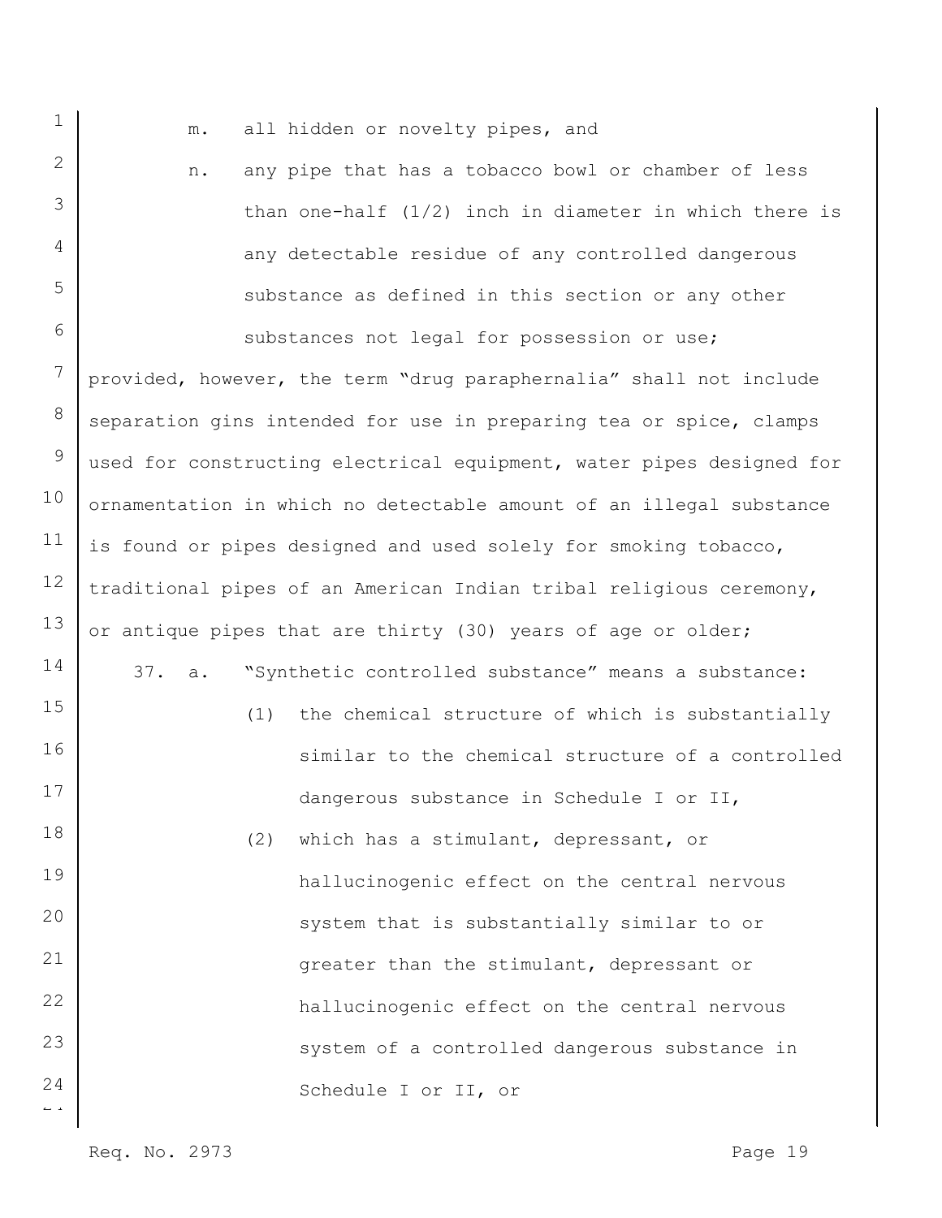m. all hidden or novelty pipes, and

n. any pipe that has a tobacco bowl or chamber of less than one-half (1/2) inch in diameter in which there is any detectable residue of any controlled dangerous substance as defined in this section or any other substances not legal for possession or use;

provided, however, the term "drug paraphernalia" shall not include separation gins intended for use in preparing tea or spice, clamps used for constructing electrical equipment, water pipes designed for ornamentation in which no detectable amount of an illegal substance is found or pipes designed and used solely for smoking tobacco, traditional pipes of an American Indian tribal religious ceremony, or antique pipes that are thirty (30) years of age or older;

37. a. "Synthetic controlled substance" means a substance:

(1) the chemical structure of which is substantially similar to the chemical structure of a controlled dangerous substance in Schedule I or II,

(2) which has a stimulant, depressant, or hallucinogenic effect on the central nervous system that is substantially similar to or greater than the stimulant, depressant or hallucinogenic effect on the central nervous system of a controlled dangerous substance in Schedule I or II, or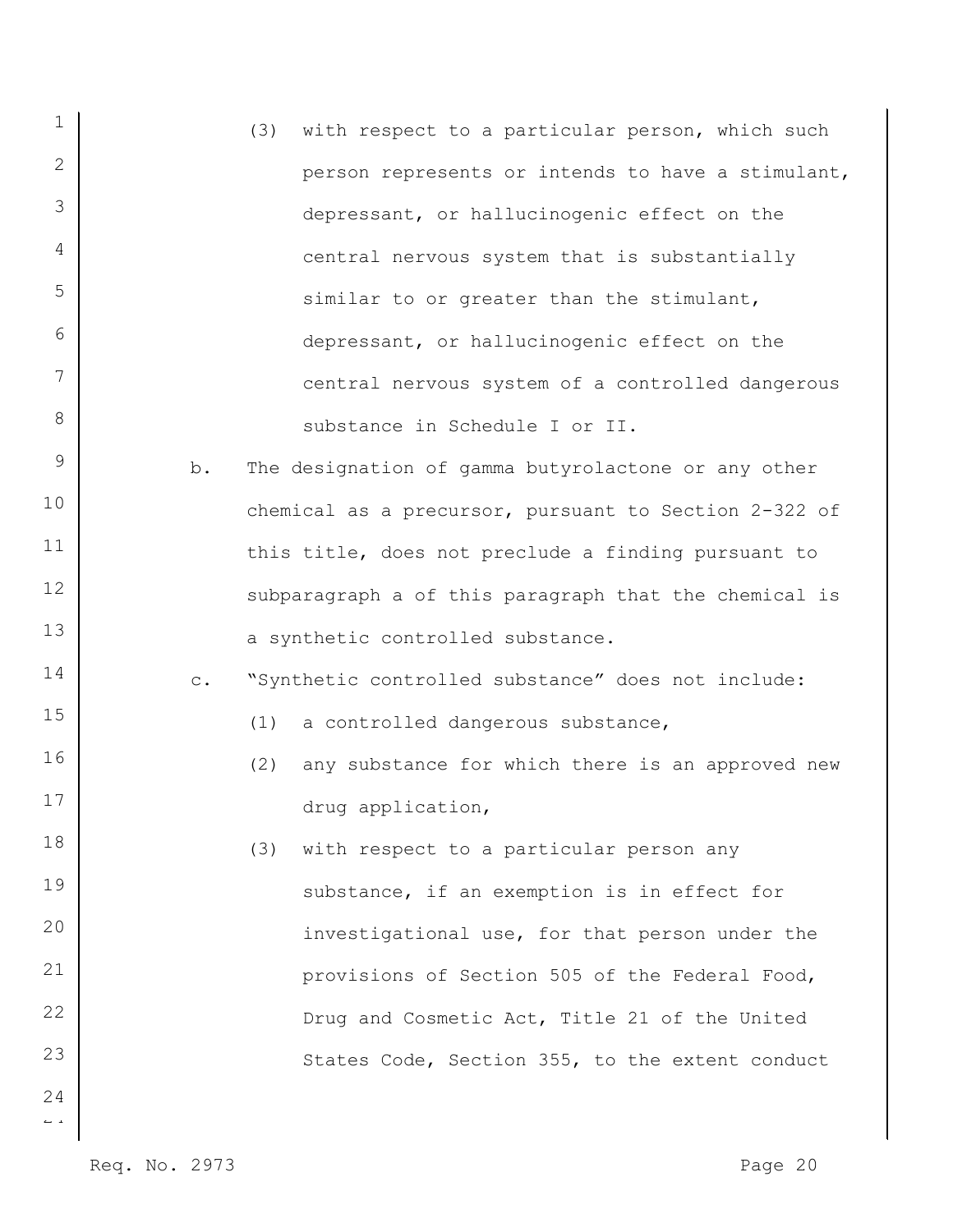(3) with respect to a particular person, which such person represents or intends to have a stimulant, depressant, or hallucinogenic effect on the central nervous system that is substantially similar to or greater than the stimulant, depressant, or hallucinogenic effect on the central nervous system of a controlled dangerous substance in Schedule I or II.

b. The designation of gamma butyrolactone or any other chemical as a precursor, pursuant to Section 2-322 of this title, does not preclude a finding pursuant to subparagraph a of this paragraph that the chemical is a synthetic controlled substance.

c. "Synthetic controlled substance" does not include:

(1) a controlled dangerous substance,

(2) any substance for which there is an approved new drug application,

(3) with respect to a particular person any substance, if an exemption is in effect for investigational use, for that person under the provisions of Section 505 of the Federal Food, Drug and Cosmetic Act, Title 21 of the United States Code, Section 355, to the extent conduct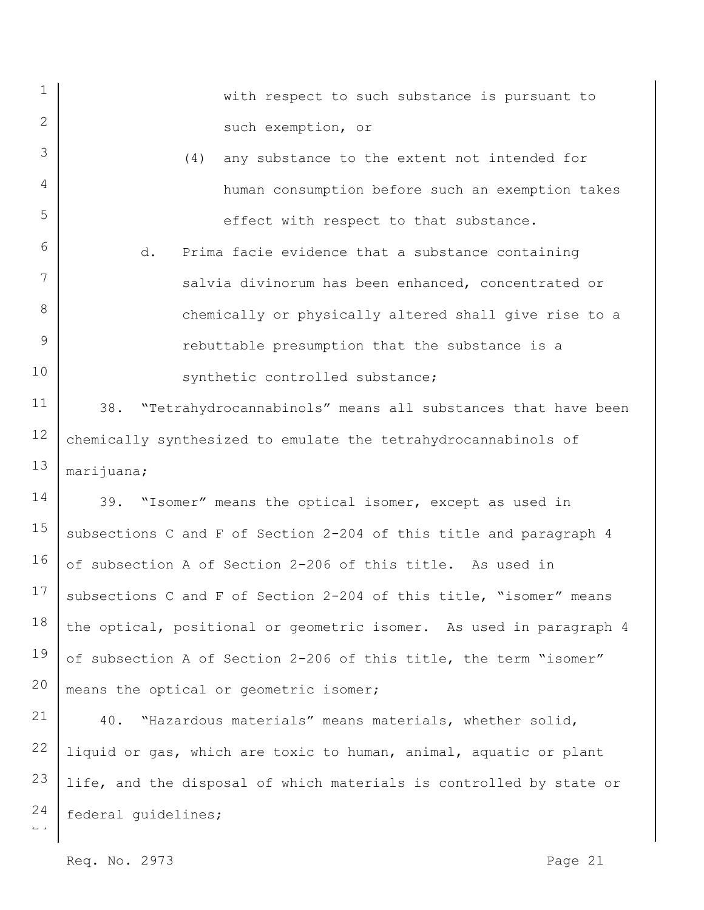with respect to such substance is pursuant to such exemption, or

(4) any substance to the extent not intended for human consumption before such an exemption takes effect with respect to that substance.

d. Prima facie evidence that a substance containing salvia divinorum has been enhanced, concentrated or chemically or physically altered shall give rise to a rebuttable presumption that the substance is a synthetic controlled substance;

38. "Tetrahydrocannabinols" means all substances that have been chemically synthesized to emulate the tetrahydrocannabinols of marijuana;

39. "Isomer" means the optical isomer, except as used in subsections C and F of Section 2-204 of this title and paragraph 4 of subsection A of Section 2-206 of this title. As used in subsections C and F of Section 2-204 of this title, "isomer" means the optical, positional or geometric isomer. As used in paragraph 4 of subsection A of Section 2-206 of this title, the term "isomer" means the optical or geometric isomer;

40. "Hazardous materials" means materials, whether solid, liquid or gas, which are toxic to human, animal, aquatic or plant life, and the disposal of which materials is controlled by state or federal guidelines;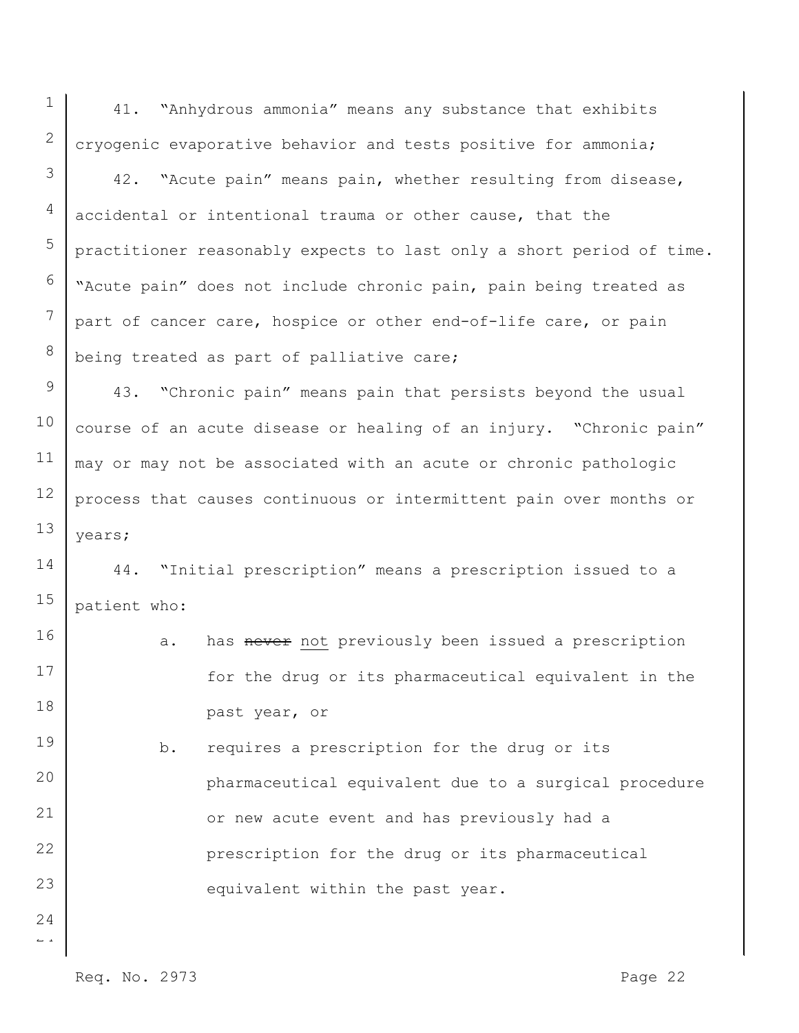41. "Anhydrous ammonia" means any substance that exhibits cryogenic evaporative behavior and tests positive for ammonia;

42. "Acute pain" means pain, whether resulting from disease, accidental or intentional trauma or other cause, that the practitioner reasonably expects to last only a short period of time. "Acute pain" does not include chronic pain, pain being treated as part of cancer care, hospice or other end-of-life care, or pain being treated as part of palliative care;

43. "Chronic pain" means pain that persists beyond the usual course of an acute disease or healing of an injury. "Chronic pain" may or may not be associated with an acute or chronic pathologic process that causes continuous or intermittent pain over months or years;

44. "Initial prescription" means a prescription issued to a patient who:

a. has ~~never~~ not previously been issued a prescription for the drug or its pharmaceutical equivalent in the past year, or

b. requires a prescription for the drug or its pharmaceutical equivalent due to a surgical procedure or new acute event and has previously had a prescription for the drug or its pharmaceutical equivalent within the past year.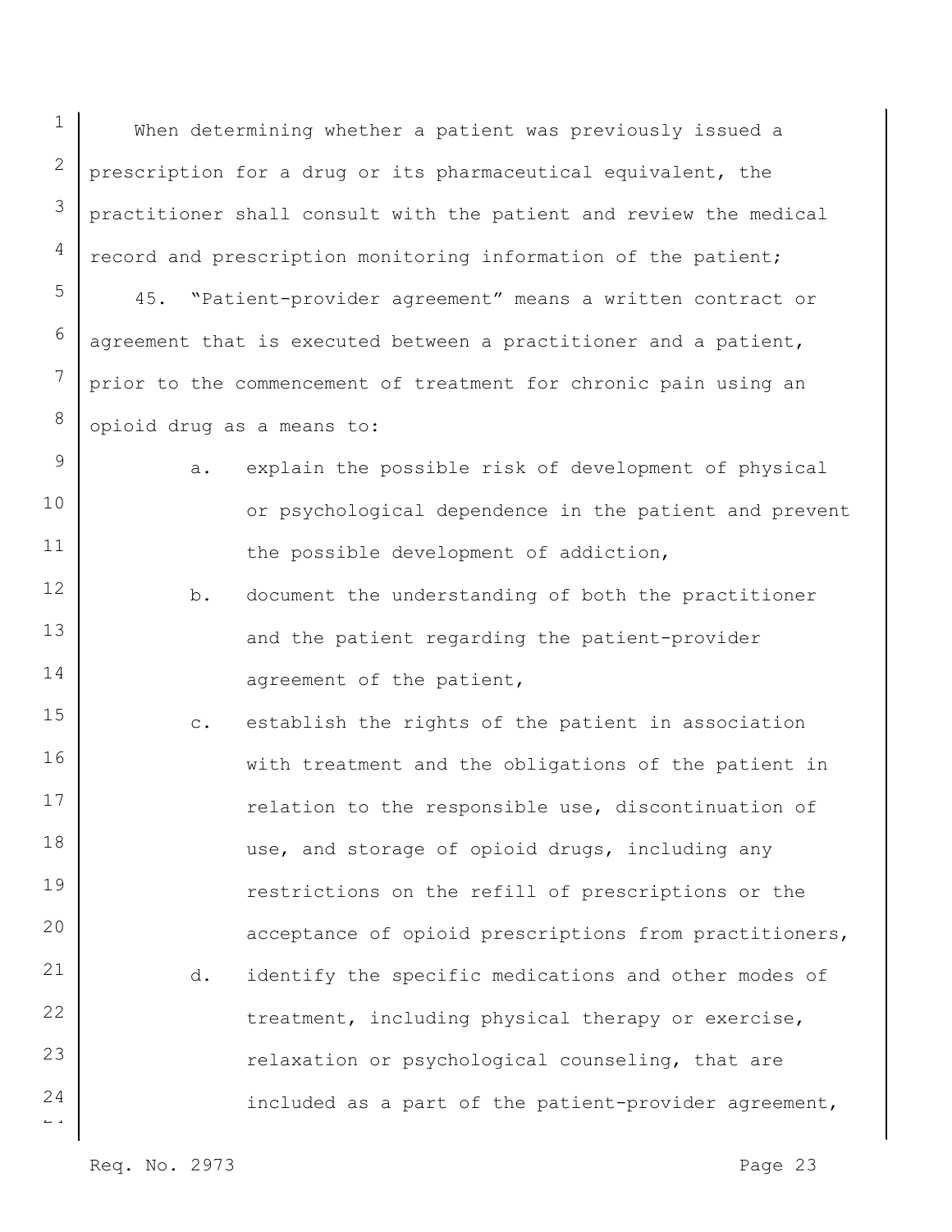When determining whether a patient was previously issued a prescription for a drug or its pharmaceutical equivalent, the practitioner shall consult with the patient and review the medical record and prescription monitoring information of the patient;

45. "Patient-provider agreement" means a written contract or agreement that is executed between a practitioner and a patient, prior to the commencement of treatment for chronic pain using an opioid drug as a means to:

a. explain the possible risk of development of physical or psychological dependence in the patient and prevent the possible development of addiction,

b. document the understanding of both the practitioner and the patient regarding the patient-provider agreement of the patient,

c. establish the rights of the patient in association with treatment and the obligations of the patient in relation to the responsible use, discontinuation of use, and storage of opioid drugs, including any restrictions on the refill of prescriptions or the acceptance of opioid prescriptions from practitioners,

d. identify the specific medications and other modes of treatment, including physical therapy or exercise, relaxation or psychological counseling, that are included as a part of the patient-provider agreement,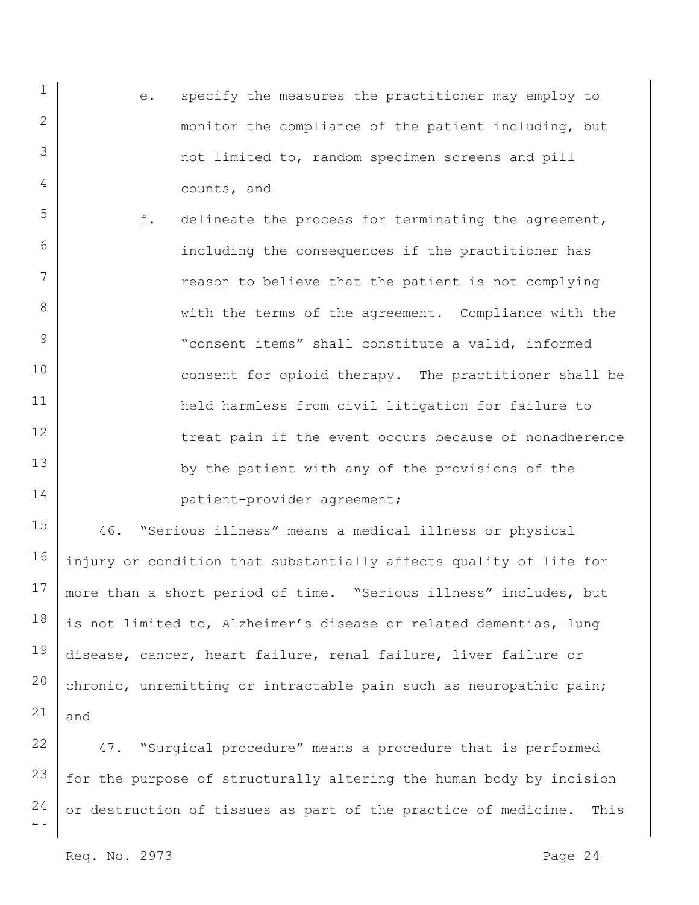e. specify the measures the practitioner may employ to monitor the compliance of the patient including, but not limited to, random specimen screens and pill counts, and

f. delineate the process for terminating the agreement, including the consequences if the practitioner has reason to believe that the patient is not complying with the terms of the agreement. Compliance with the "consent items" shall constitute a valid, informed consent for opioid therapy. The practitioner shall be held harmless from civil litigation for failure to treat pain if the event occurs because of nonadherence by the patient with any of the provisions of the patient-provider agreement;

46. "Serious illness" means a medical illness or physical injury or condition that substantially affects quality of life for more than a short period of time. "Serious illness" includes, but is not limited to, Alzheimer's disease or related dementias, lung disease, cancer, heart failure, renal failure, liver failure or chronic, unremitting or intractable pain such as neuropathic pain; and

47. "Surgical procedure" means a procedure that is performed for the purpose of structurally altering the human body by incision or destruction of tissues as part of the practice of medicine. This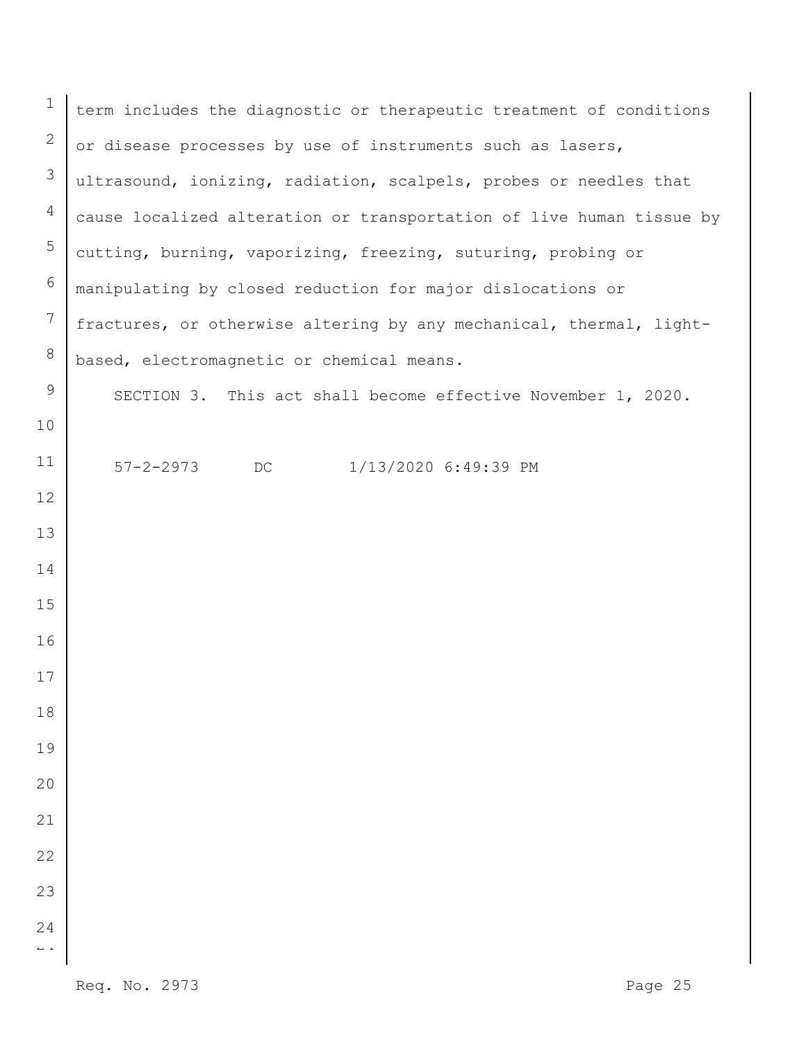term includes the diagnostic or therapeutic treatment of conditions or disease processes by use of instruments such as lasers, ultrasound, ionizing, radiation, scalpels, probes or needles that cause localized alteration or transportation of live human tissue by cutting, burning, vaporizing, freezing, suturing, probing or manipulating by closed reduction for major dislocations or fractures, or otherwise altering by any mechanical, thermal, light-based, electromagnetic or chemical means.

SECTION 3. This act shall become effective November 1, 2020.

57-2-2973 DC 1/13/2020 6:49:39 PM